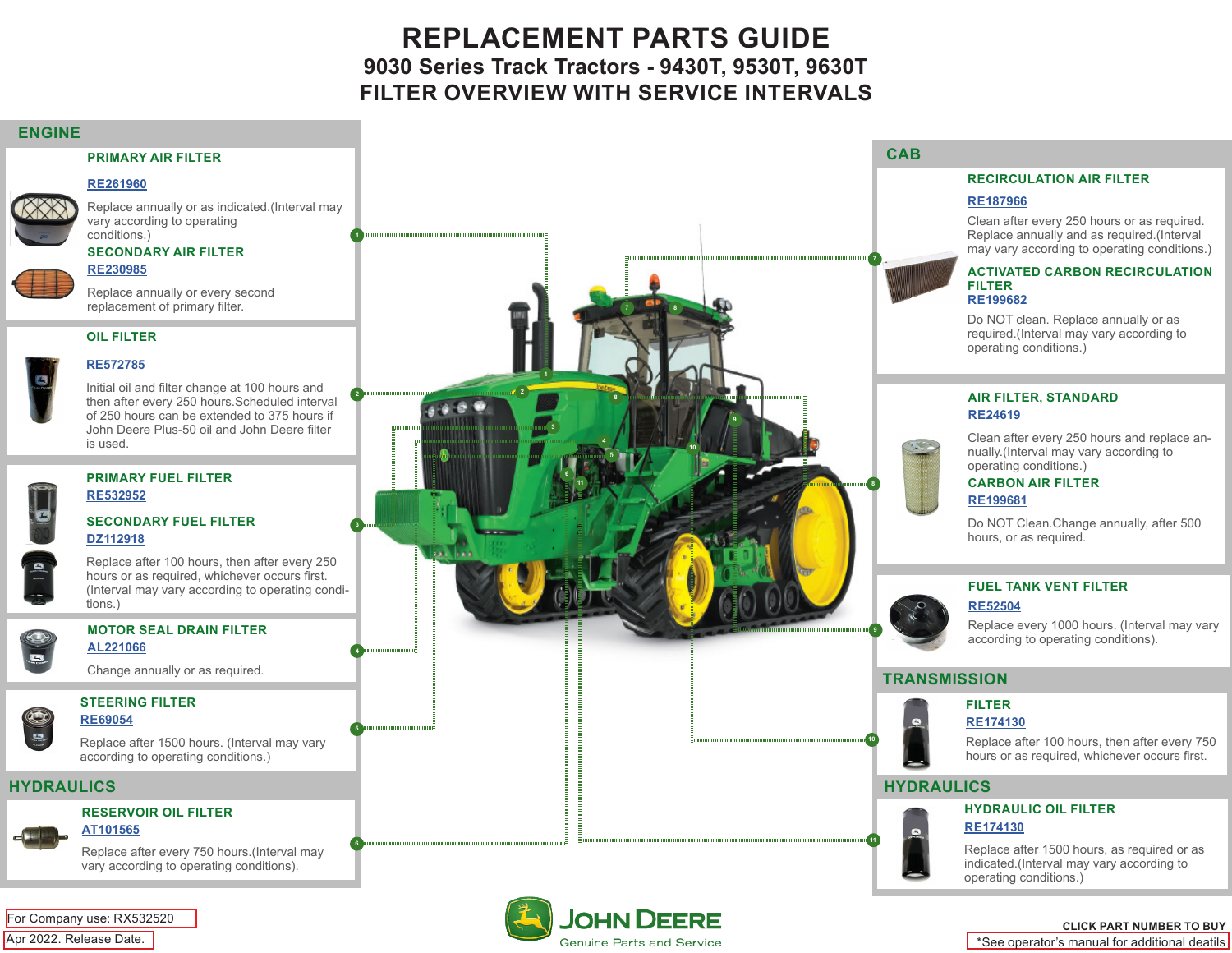# REPLACEMENT PARTS GUIDE

## 9030 Series Track Tractors - 9430T, 9530T, 9630T

## FILTER OVERVIEW WITH SERVICE INTERVALS

## ENGINE

### PRIMARY AIR FILTER

RE261960

Replace annually or as indicated.(Interval may vary according to operating conditions.)

### SECONDARY AIR FILTER

RE230985

Replace annually or every second replacement of primary filter.

### OIL FILTER

RE572785

Initial oil and filter change at 100 hours and then after every 250 hours.Scheduled interval of 250 hours can be extended to 375 hours if John Deere Plus-50 oil and John Deere filter is used.

### PRIMARY FUEL FILTER

RE532952

### SECONDARY FUEL FILTER

DZ112918

Replace after 100 hours, then after every 250 hours or as required, whichever occurs first. (Interval may vary according to operating conditions.)

### MOTOR SEAL DRAIN FILTER

AL221066

Change annually or as required.

### STEERING FILTER

RE69054

Replace after 1500 hours. (Interval may vary according to operating conditions.)

## HYDRAULICS

### RESERVOIR OIL FILTER

AT101565

Replace after every 750 hours.(Interval may vary according to operating conditions).

## CAB

### RECIRCULATION AIR FILTER

RE187966

Clean after every 250 hours or as required. Replace annually and as required.(Interval may vary according to operating conditions.)

### ACTIVATED CARBON RECIRCULATION FILTER

RE199682

Do NOT clean. Replace annually or as required.(Interval may vary according to operating conditions.)

### AIR FILTER, STANDARD

RE24619

Clean after every 250 hours and replace annually.(Interval may vary according to operating conditions.)

### CARBON AIR FILTER

RE199681

Do NOT Clean.Change annually, after 500 hours, or as required.

### FUEL TANK VENT FILTER

RE52504

Replace every 1000 hours. (Interval may vary according to operating conditions).

## TRANSMISSION

### FILTER

RE174130

Replace after 100 hours, then after every 750 hours or as required, whichever occurs first.

## HYDRAULICS

### HYDRAULIC OIL FILTER

RE174130

Replace after 1500 hours, as required or as indicated.(Interval may vary according to operating conditions.)

For Company use: RX532520

Apr 2022. Release Date.

JOHN DEERE
Genuine Parts and Service

CLICK PART NUMBER TO BUY

*See operator's manual for additional deatils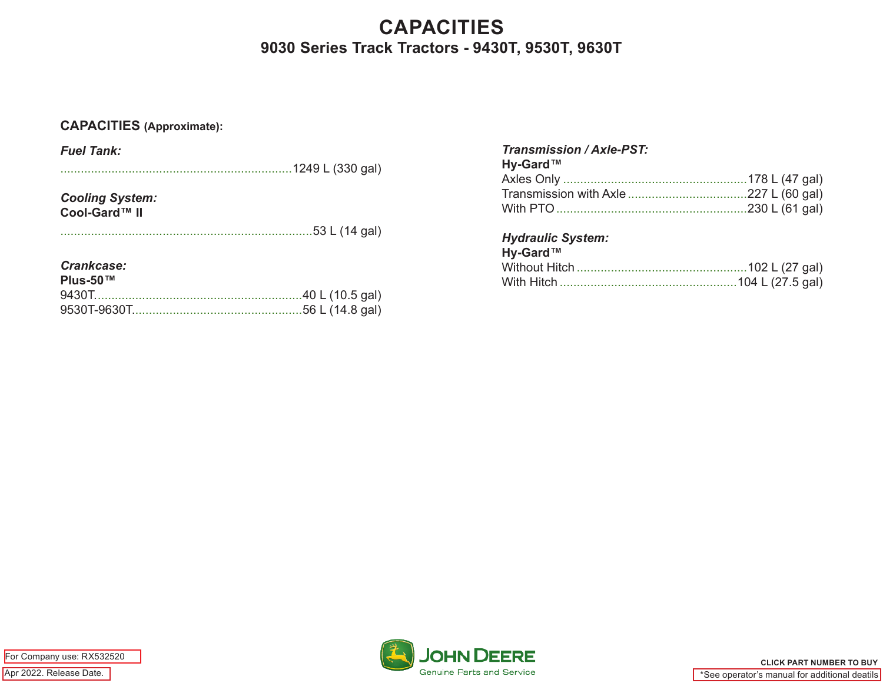# CAPACITIES

## 9030 Series Track Tractors - 9430T, 9530T, 9630T

### CAPACITIES (Approximate):

***Fuel Tank:***

.................................................................... 1249 L (330 gal)

***Cooling System:***

**Cool-Gard™ II**

.......................................................................... 53 L (14 gal)

***Crankcase:***

**Plus-50™**

9430T............................................................. 40 L (10.5 gal)

9530T-9630T................................................. 56 L (14.8 gal)

***Transmission / Axle-PST:***

**Hy-Gard™**

Axles Only ..................................................... 178 L (47 gal)

Transmission with Axle .................................. 227 L (60 gal)

With PTO ....................................................... 230 L (61 gal)

***Hydraulic System:***

**Hy-Gard™**

Without Hitch ................................................. 102 L (27 gal)

With Hitch ................................................... 104 L (27.5 gal)

For Company use: RX532520

Apr 2022. Release Date.

JOHN DEERE Genuine Parts and Service

CLICK PART NUMBER TO BUY

*See operator's manual for additional deatils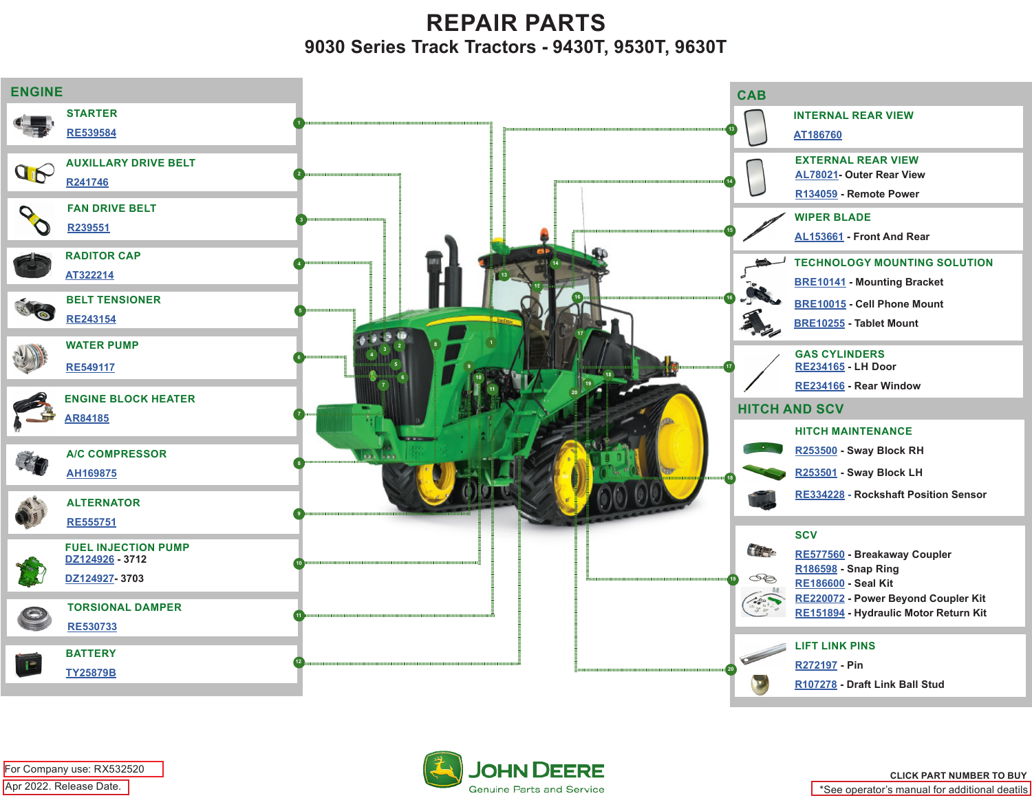# REPAIR PARTS

## 9030 Series Track Tractors - 9430T, 9530T, 9630T

## ENGINE

1. **STARTER**
   RE539584

2. **AUXILLARY DRIVE BELT**
   R241746

3. **FAN DRIVE BELT**
   R239551

4. **RADITOR CAP**
   AT322214

5. **BELT TENSIONER**
   RE243154

6. **WATER PUMP**
   RE549117

7. **ENGINE BLOCK HEATER**
   AR84185

8. **A/C COMPRESSOR**
   AH169875

9. **ALTERNATOR**
   RE555751

10. **FUEL INJECTION PUMP**
    DZ124926 - 3712
    DZ124927- 3703

11. **TORSIONAL DAMPER**
    RE530733

12. **BATTERY**
    TY25879B

## CAB

13. **INTERNAL REAR VIEW**
    AT186760

14. **EXTERNAL REAR VIEW**
    AL78021- Outer Rear View
    R134059 - Remote Power

15. **WIPER BLADE**
    AL153661 - Front And Rear

16. **TECHNOLOGY MOUNTING SOLUTION**
    BRE10141 - Mounting Bracket
    BRE10015 - Cell Phone Mount
    BRE10255 - Tablet Mount

17. **GAS CYLINDERS**
    RE234165 - LH Door
    RE234166 - Rear Window

## HITCH AND SCV

18. **HITCH MAINTENANCE**
    R253500 - Sway Block RH
    R253501 - Sway Block LH
    RE334228 - Rockshaft Position Sensor

19. **SCV**
    RE577560 - Breakaway Coupler
    R186598 - Snap Ring
    RE186600 - Seal Kit
    RE220072 - Power Beyond Coupler Kit
    RE151894 - Hydraulic Motor Return Kit

20. **LIFT LINK PINS**
    R272197 - Pin
    R107278 - Draft Link Ball Stud

For Company use: RX532520

Apr 2022. Release Date.

JOHN DEERE
Genuine Parts and Service

CLICK PART NUMBER TO BUY

*See operator's manual for additional deatils